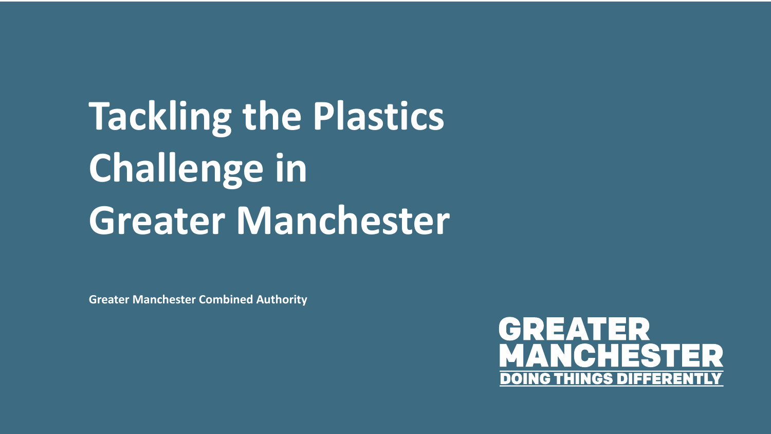# Tackling the Plastics Challenge in Greater Manchester

**Greater Manchester Combined Authority**

GREATER MANCHESTER
DOING THINGS DIFFERENTLY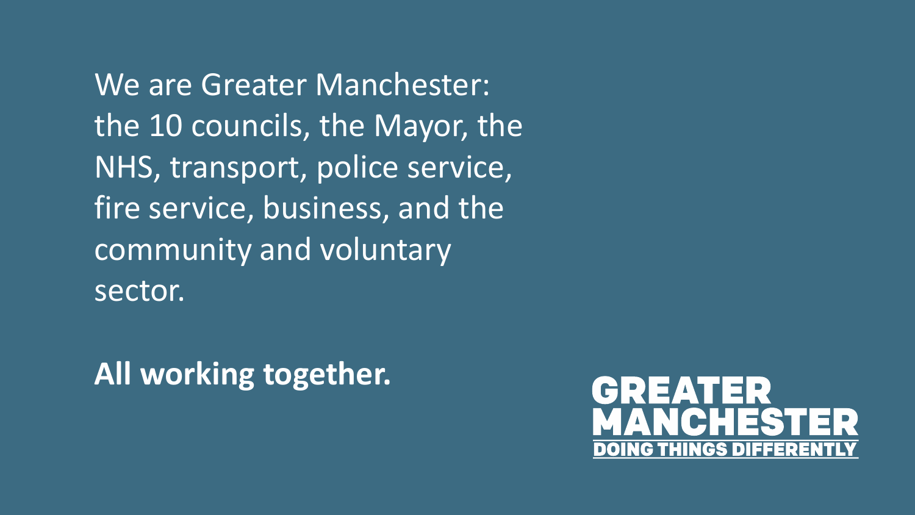We are Greater Manchester: the 10 councils, the Mayor, the NHS, transport, police service, fire service, business, and the community and voluntary sector.

**All working together.**

GREATER MANCHESTER
DOING THINGS DIFFERENTLY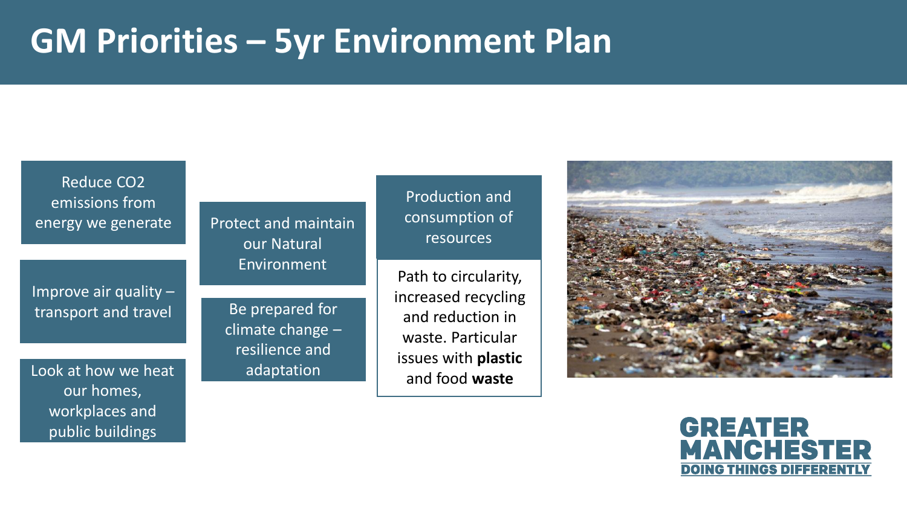# GM Priorities – 5yr Environment Plan

Reduce $CO_2$ emissions from energy we generate

Improve air quality – transport and travel

Look at how we heat our homes, workplaces and public buildings

Protect and maintain our Natural Environment

Be prepared for climate change – resilience and adaptation

Production and consumption of resources

Path to circularity, increased recycling and reduction in waste. Particular issues with **plastic** and food **waste**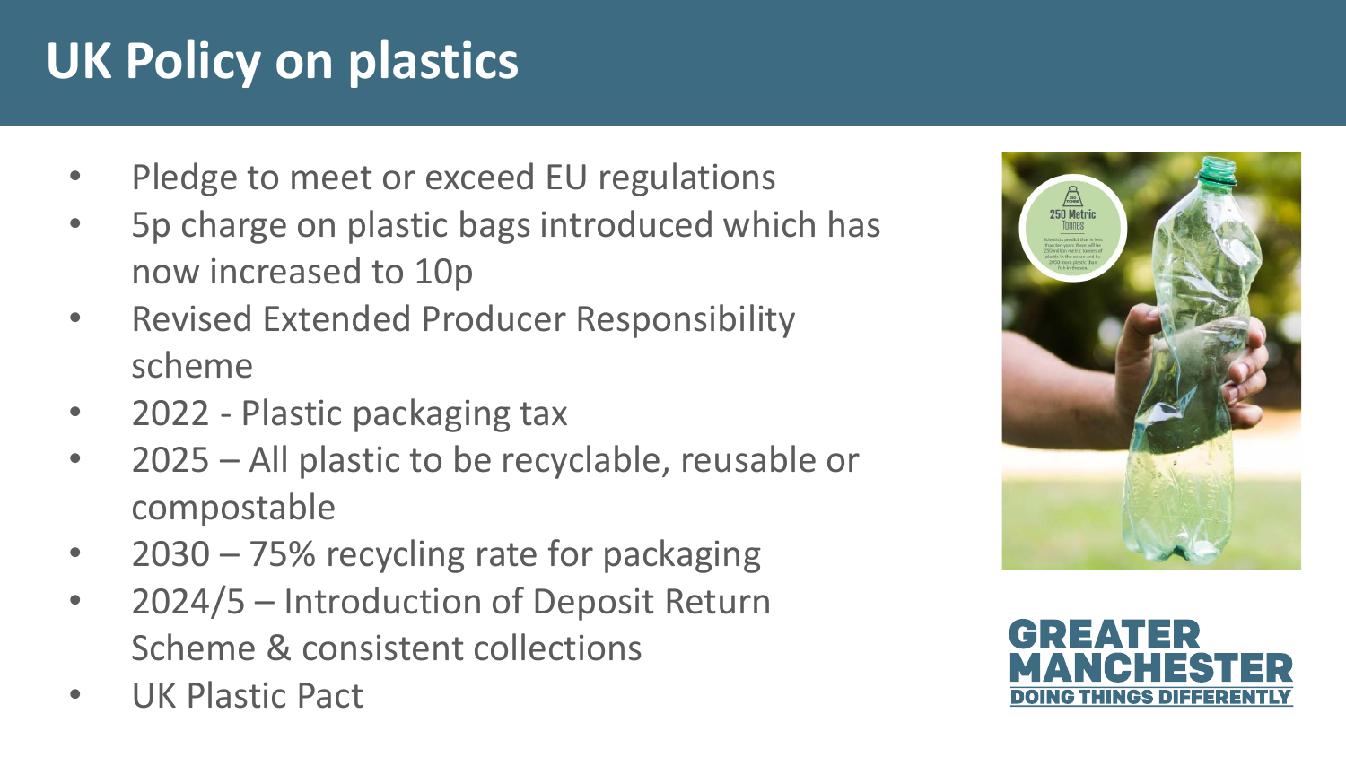# UK Policy on plastics

- Pledge to meet or exceed EU regulations
- 5p charge on plastic bags introduced which has now increased to 10p
- Revised Extended Producer Responsibility scheme
- 2022 - Plastic packaging tax
- 2025 – All plastic to be recyclable, reusable or compostable
- 2030 – 75% recycling rate for packaging
- 2024/5 – Introduction of Deposit Return Scheme & consistent collections
- UK Plastic Pact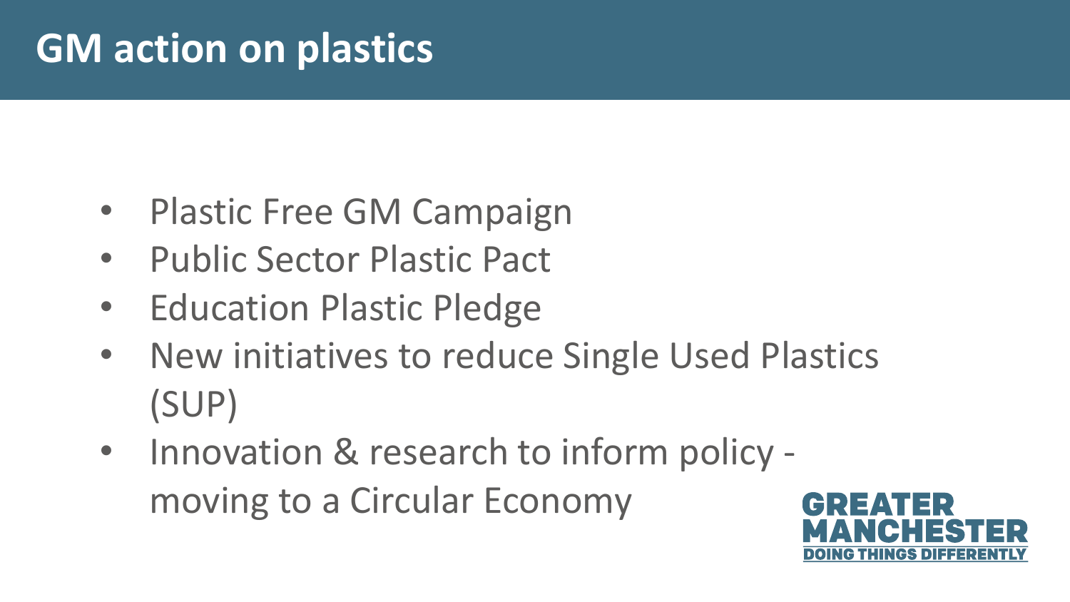# GM action on plastics

- Plastic Free GM Campaign
- Public Sector Plastic Pact
- Education Plastic Pledge
- New initiatives to reduce Single Used Plastics (SUP)
- Innovation & research to inform policy - moving to a Circular Economy

GREATER MANCHESTER
DOING THINGS DIFFERENTLY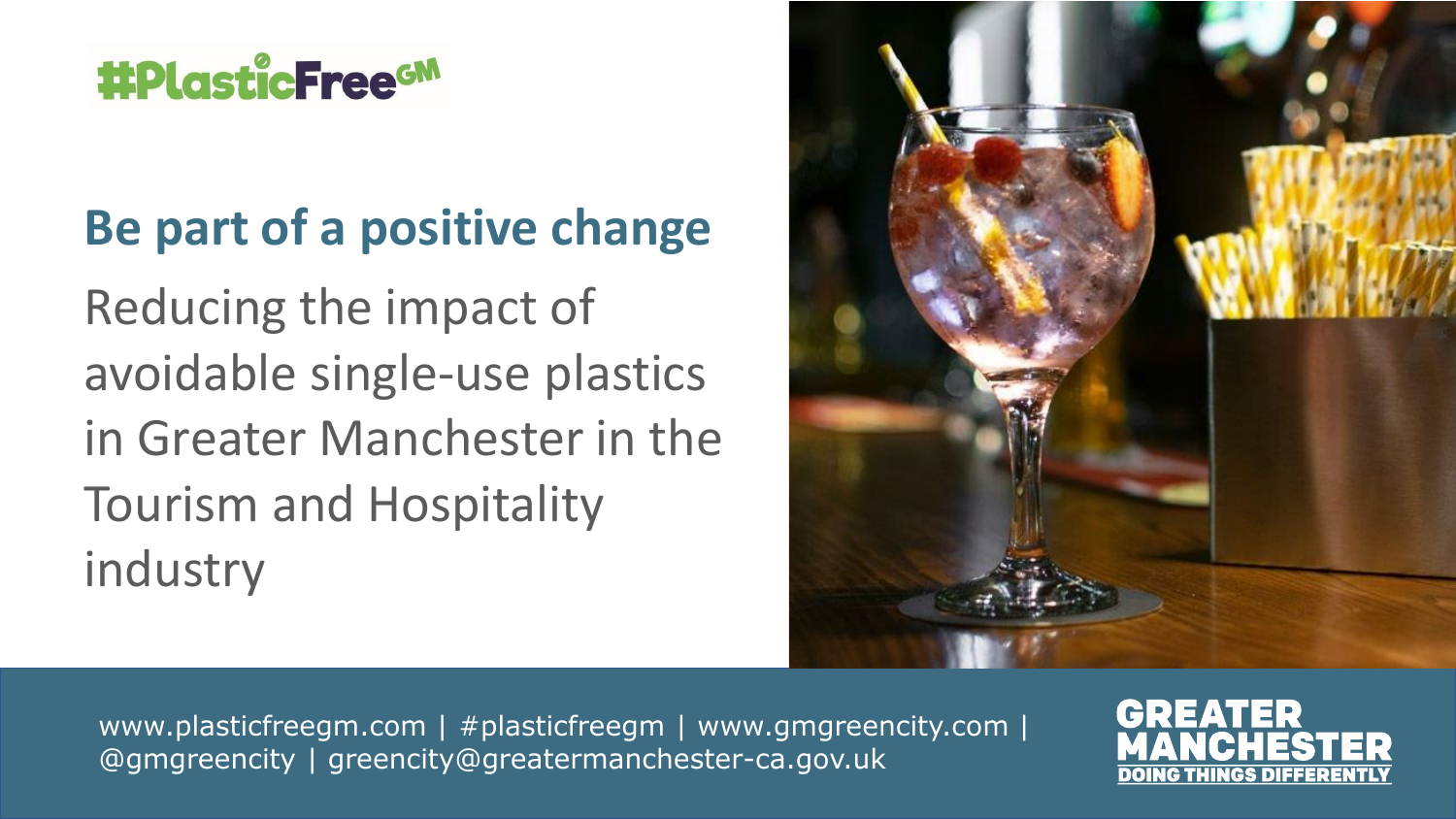#PlasticFree GM

## Be part of a positive change

Reducing the impact of avoidable single-use plastics in Greater Manchester in the Tourism and Hospitality industry

www.plasticfreegm.com | #plasticfreegm | www.gmgreencity.com | @gmgreencity | greencity@greatermanchester-ca.gov.uk

GREATER MANCHESTER
DOING THINGS DIFFERENTLY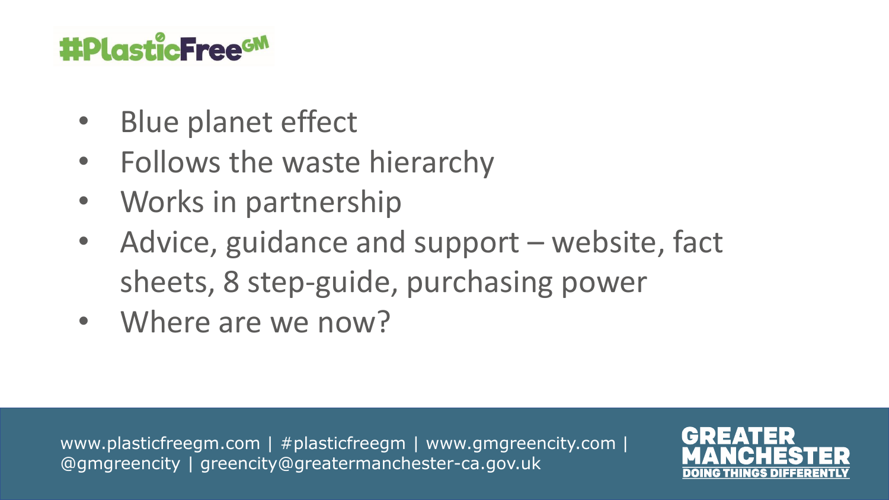# #PlasticFree GM

- Blue planet effect
- Follows the waste hierarchy
- Works in partnership
- Advice, guidance and support – website, fact sheets, 8 step-guide, purchasing power
- Where are we now?

www.plasticfreegm.com | #plasticfreegm | www.gmgreencity.com | @gmgreencity | greencity@greatermanchester-ca.gov.uk

GREATER MANCHESTER DOING THINGS DIFFERENTLY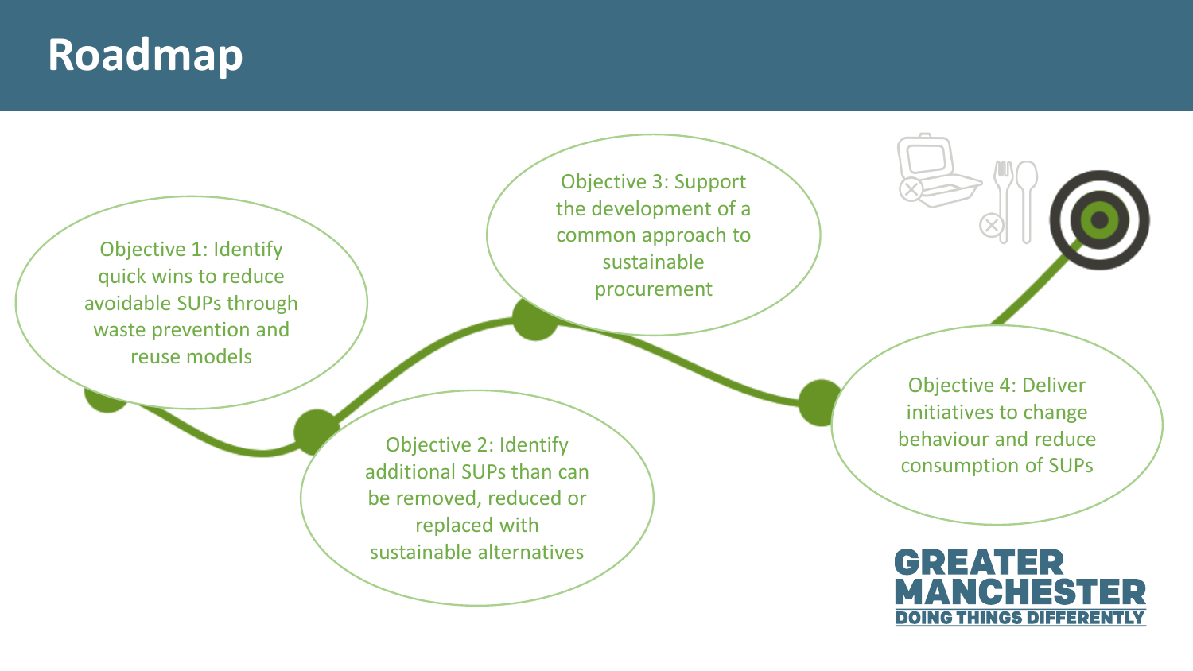# Roadmap

Objective 1: Identify quick wins to reduce avoidable SUPs through waste prevention and reuse models

Objective 2: Identify additional SUPs than can be removed, reduced or replaced with sustainable alternatives

Objective 3: Support the development of a common approach to sustainable procurement

Objective 4: Deliver initiatives to change behaviour and reduce consumption of SUPs

GREATER MANCHESTER
DOING THINGS DIFFERENTLY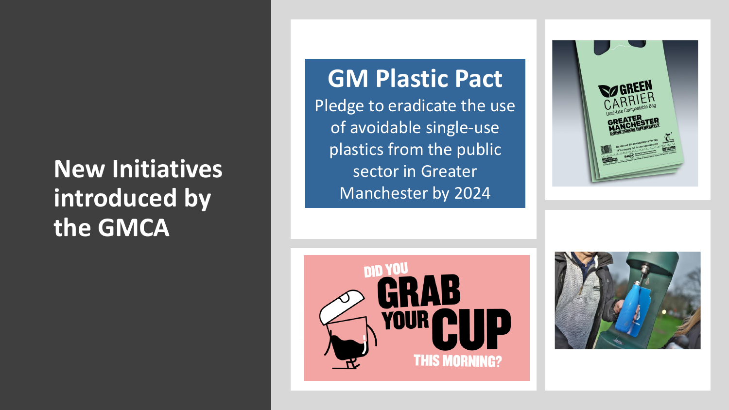# New Initiatives introduced by the GMCA

**GM Plastic Pact**

Pledge to eradicate the use of avoidable single-use plastics from the public sector in Greater Manchester by 2024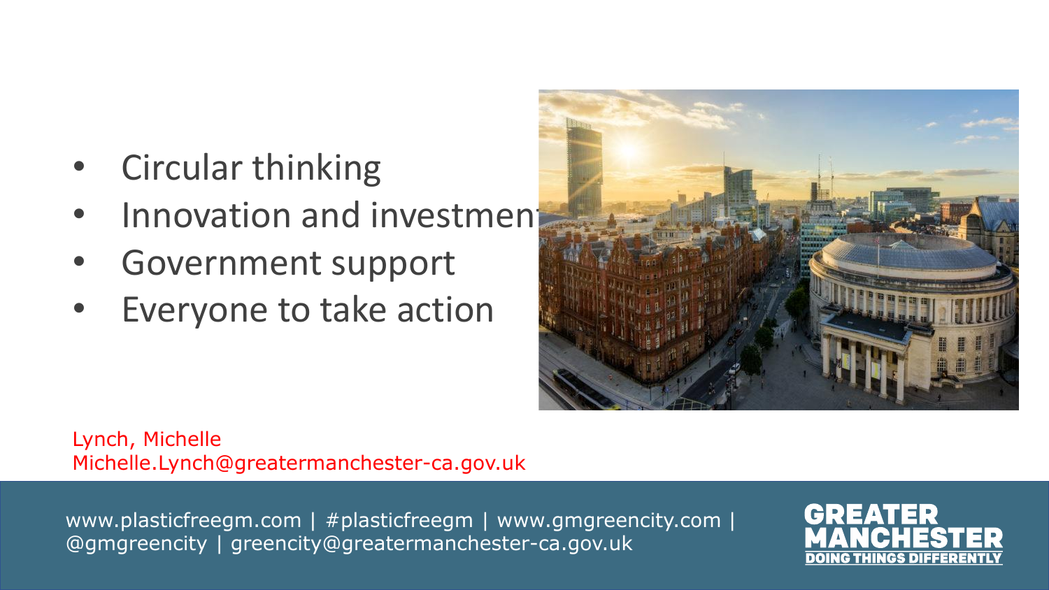- Circular thinking
- Innovation and investment
- Government support
- Everyone to take action

Lynch, Michelle
Michelle.Lynch@greatermanchester-ca.gov.uk

www.plasticfreegm.com | #plasticfreegm | www.gmgreencity.com | @gmgreencity | greencity@greatermanchester-ca.gov.uk

GREATER MANCHESTER
DOING THINGS DIFFERENTLY